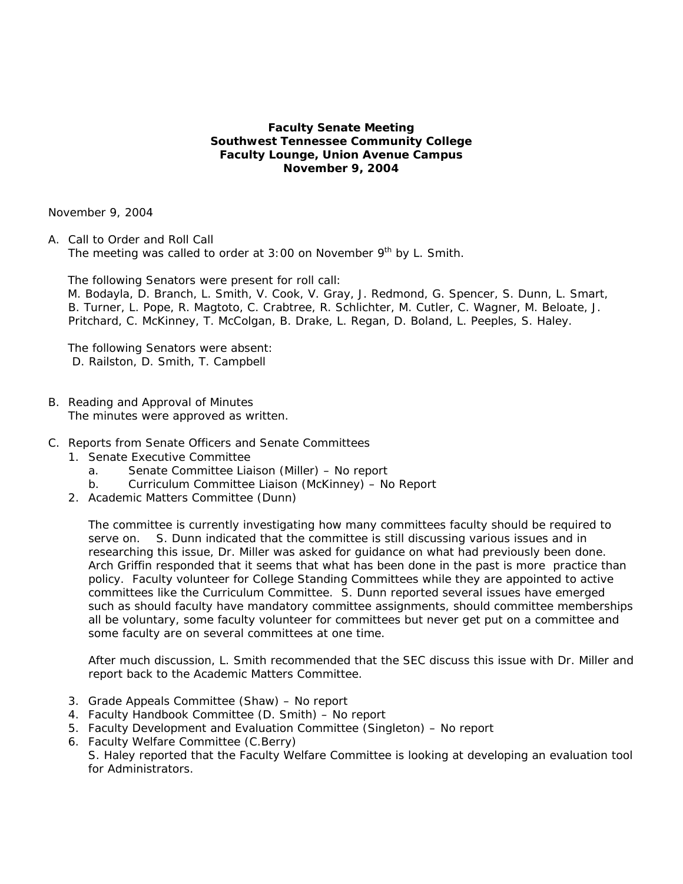**Faculty Senate Meeting**
**Southwest Tennessee Community College**
**Faculty Lounge, Union Avenue Campus**
**November 9, 2004**

November 9, 2004

A. Call to Order and Roll Call
The meeting was called to order at 3:00 on November 9th by L. Smith.

The following Senators were present for roll call:
M. Bodayla, D. Branch, L. Smith, V. Cook, V. Gray, J. Redmond, G. Spencer, S. Dunn, L. Smart, B. Turner, L. Pope, R. Magtoto, C. Crabtree, R. Schlichter, M. Cutler, C. Wagner, M. Beloate, J. Pritchard, C. McKinney, T. McColgan, B. Drake, L. Regan, D. Boland, L. Peeples, S. Haley.

The following Senators were absent:
D. Railston, D. Smith, T. Campbell

B. Reading and Approval of Minutes
The minutes were approved as written.

C. Reports from Senate Officers and Senate Committees
1. Senate Executive Committee
   a. Senate Committee Liaison (Miller) – No report
   b. Curriculum Committee Liaison (McKinney) – No Report
2. Academic Matters Committee (Dunn)

   The committee is currently investigating how many committees faculty should be required to serve on. S. Dunn indicated that the committee is still discussing various issues and in researching this issue, Dr. Miller was asked for guidance on what had previously been done. Arch Griffin responded that it seems that what has been done in the past is more practice than policy. Faculty volunteer for College Standing Committees while they are appointed to active committees like the Curriculum Committee. S. Dunn reported several issues have emerged such as should faculty have mandatory committee assignments, should committee memberships all be voluntary, some faculty volunteer for committees but never get put on a committee and some faculty are on several committees at one time.

   After much discussion, L. Smith recommended that the SEC discuss this issue with Dr. Miller and report back to the Academic Matters Committee.

3. Grade Appeals Committee (Shaw) – No report
4. Faculty Handbook Committee (D. Smith) – No report
5. Faculty Development and Evaluation Committee (Singleton) – No report
6. Faculty Welfare Committee (C.Berry)
   S. Haley reported that the Faculty Welfare Committee is looking at developing an evaluation tool for Administrators.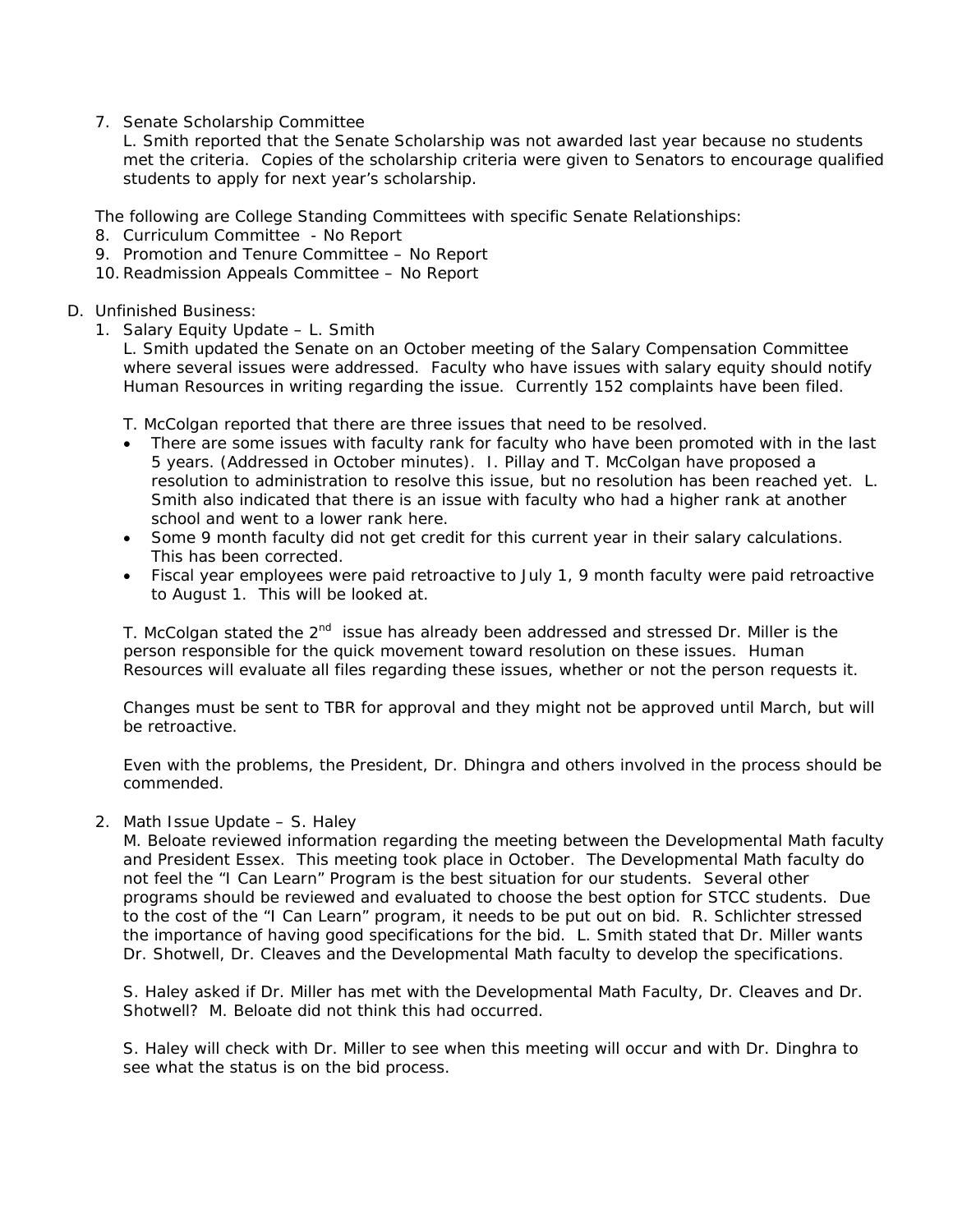7. Senate Scholarship Committee
   L. Smith reported that the Senate Scholarship was not awarded last year because no students met the criteria. Copies of the scholarship criteria were given to Senators to encourage qualified students to apply for next year's scholarship.

   The following are College Standing Committees with specific Senate Relationships:

8. Curriculum Committee - No Report
9. Promotion and Tenure Committee – No Report
10. Readmission Appeals Committee – No Report

D. Unfinished Business:

1. Salary Equity Update – L. Smith
   L. Smith updated the Senate on an October meeting of the Salary Compensation Committee where several issues were addressed. Faculty who have issues with salary equity should notify Human Resources in writing regarding the issue. Currently 152 complaints have been filed.

   T. McColgan reported that there are three issues that need to be resolved.

   - There are some issues with faculty rank for faculty who have been promoted with in the last 5 years. (Addressed in October minutes). I. Pillay and T. McColgan have proposed a resolution to administration to resolve this issue, but no resolution has been reached yet. L. Smith also indicated that there is an issue with faculty who had a higher rank at another school and went to a lower rank here.
   - Some 9 month faculty did not get credit for this current year in their salary calculations. This has been corrected.
   - Fiscal year employees were paid retroactive to July 1, 9 month faculty were paid retroactive to August 1. This will be looked at.

   T. McColgan stated the 2nd issue has already been addressed and stressed Dr. Miller is the person responsible for the quick movement toward resolution on these issues. Human Resources will evaluate all files regarding these issues, whether or not the person requests it.

   Changes must be sent to TBR for approval and they might not be approved until March, but will be retroactive.

   Even with the problems, the President, Dr. Dhingra and others involved in the process should be commended.

2. Math Issue Update – S. Haley
   M. Beloate reviewed information regarding the meeting between the Developmental Math faculty and President Essex. This meeting took place in October. The Developmental Math faculty do not feel the "I Can Learn" Program is the best situation for our students. Several other programs should be reviewed and evaluated to choose the best option for STCC students. Due to the cost of the "I Can Learn" program, it needs to be put out on bid. R. Schlichter stressed the importance of having good specifications for the bid. L. Smith stated that Dr. Miller wants Dr. Shotwell, Dr. Cleaves and the Developmental Math faculty to develop the specifications.

   S. Haley asked if Dr. Miller has met with the Developmental Math Faculty, Dr. Cleaves and Dr. Shotwell? M. Beloate did not think this had occurred.

   S. Haley will check with Dr. Miller to see when this meeting will occur and with Dr. Dinghra to see what the status is on the bid process.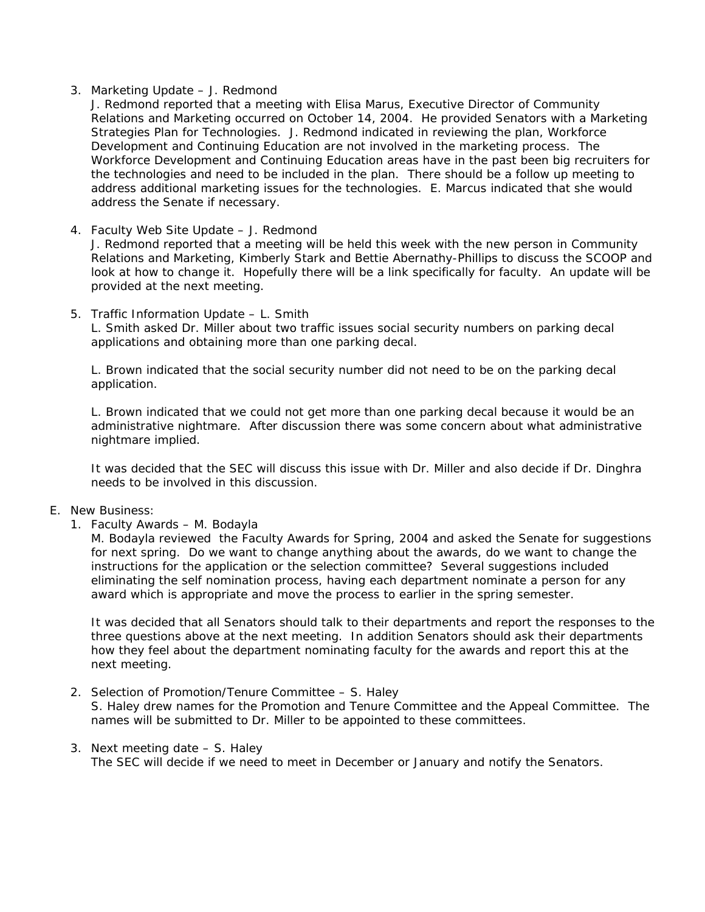3. Marketing Update – J. Redmond
   J. Redmond reported that a meeting with Elisa Marus, Executive Director of Community Relations and Marketing occurred on October 14, 2004. He provided Senators with a Marketing Strategies Plan for Technologies. J. Redmond indicated in reviewing the plan, Workforce Development and Continuing Education are not involved in the marketing process. The Workforce Development and Continuing Education areas have in the past been big recruiters for the technologies and need to be included in the plan. There should be a follow up meeting to address additional marketing issues for the technologies. E. Marcus indicated that she would address the Senate if necessary.

4. Faculty Web Site Update – J. Redmond
   J. Redmond reported that a meeting will be held this week with the new person in Community Relations and Marketing, Kimberly Stark and Bettie Abernathy-Phillips to discuss the SCOOP and look at how to change it. Hopefully there will be a link specifically for faculty. An update will be provided at the next meeting.

5. Traffic Information Update – L. Smith
   L. Smith asked Dr. Miller about two traffic issues social security numbers on parking decal applications and obtaining more than one parking decal.

   L. Brown indicated that the social security number did not need to be on the parking decal application.

   L. Brown indicated that we could not get more than one parking decal because it would be an administrative nightmare. After discussion there was some concern about what administrative nightmare implied.

   It was decided that the SEC will discuss this issue with Dr. Miller and also decide if Dr. Dinghra needs to be involved in this discussion.

E. New Business:

1. Faculty Awards – M. Bodayla
   M. Bodayla reviewed the Faculty Awards for Spring, 2004 and asked the Senate for suggestions for next spring. Do we want to change anything about the awards, do we want to change the instructions for the application or the selection committee? Several suggestions included eliminating the self nomination process, having each department nominate a person for any award which is appropriate and move the process to earlier in the spring semester.

   It was decided that all Senators should talk to their departments and report the responses to the three questions above at the next meeting. In addition Senators should ask their departments how they feel about the department nominating faculty for the awards and report this at the next meeting.

2. Selection of Promotion/Tenure Committee – S. Haley
   S. Haley drew names for the Promotion and Tenure Committee and the Appeal Committee. The names will be submitted to Dr. Miller to be appointed to these committees.

3. Next meeting date – S. Haley
   The SEC will decide if we need to meet in December or January and notify the Senators.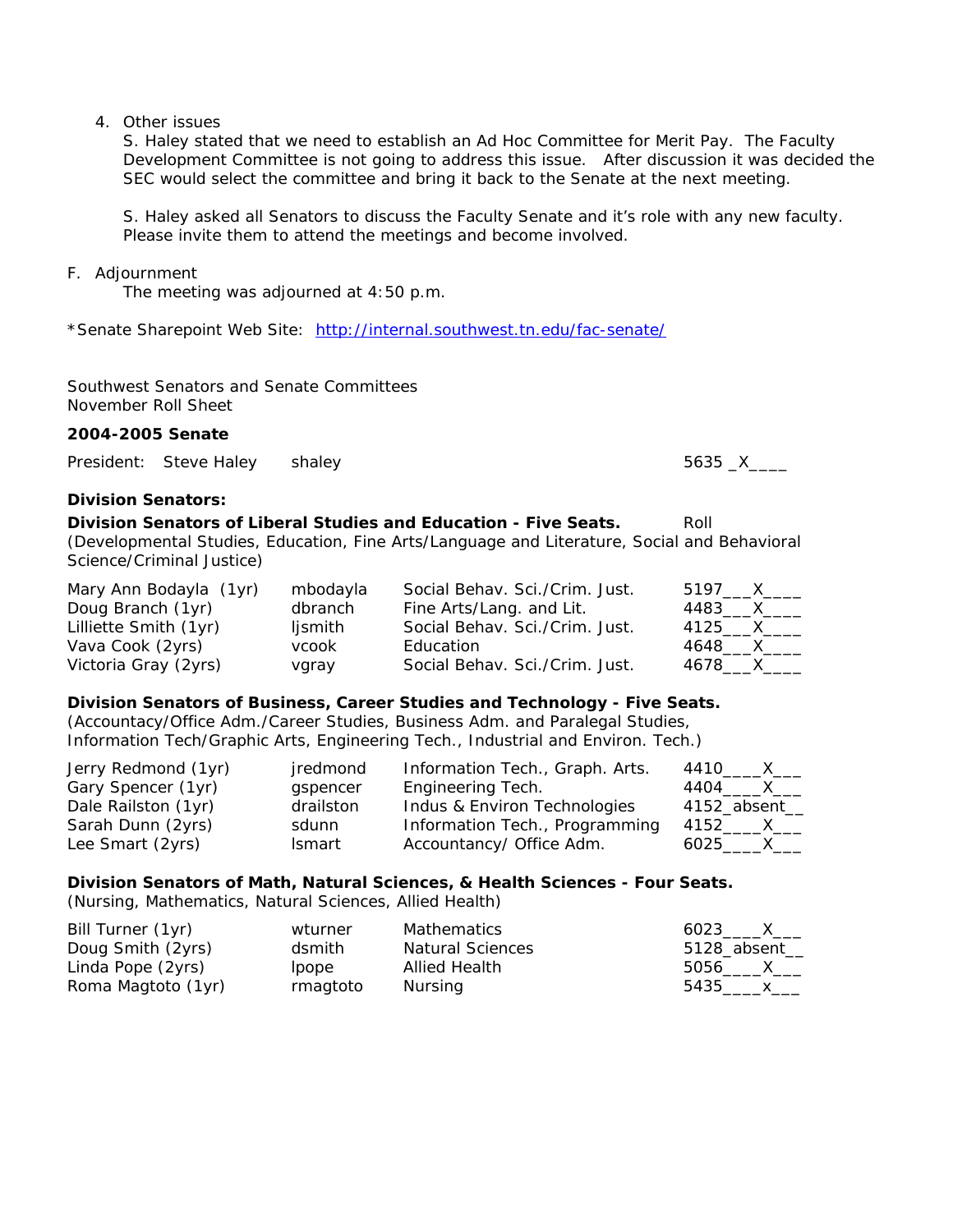4. Other issues

   S. Haley stated that we need to establish an Ad Hoc Committee for Merit Pay. The Faculty Development Committee is not going to address this issue. After discussion it was decided the SEC would select the committee and bring it back to the Senate at the next meeting.

   S. Haley asked all Senators to discuss the Faculty Senate and it's role with any new faculty. Please invite them to attend the meetings and become involved.

F. Adjournment

   The meeting was adjourned at 4:50 p.m.

*Senate Sharepoint Web Site: http://internal.southwest.tn.edu/fac-senate/

Southwest Senators and Senate Committees
November Roll Sheet

**2004-2005 Senate**

| President: Steve Haley | shaley | | 5635 _X____ |
|---|---|---|---|

**Division Senators:**

**Division Senators of Liberal Studies and Education - Five Seats.** Roll
(Developmental Studies, Education, Fine Arts/Language and Literature, Social and Behavioral Science/Criminal Justice)

| Name | Username | Department | Roll |
|---|---|---|---|
| Mary Ann Bodayla (1yr) | mbodayla | Social Behav. Sci./Crim. Just. | 5197___X____ |
| Doug Branch (1yr) | dbranch | Fine Arts/Lang. and Lit. | 4483___X____ |
| Lilliette Smith (1yr) | ljsmith | Social Behav. Sci./Crim. Just. | 4125___X____ |
| Vava Cook (2yrs) | vcook | Education | 4648___X____ |
| Victoria Gray (2yrs) | vgray | Social Behav. Sci./Crim. Just. | 4678___X____ |

**Division Senators of Business, Career Studies and Technology - Five Seats.**
(Accountacy/Office Adm./Career Studies, Business Adm. and Paralegal Studies, Information Tech/Graphic Arts, Engineering Tech., Industrial and Environ. Tech.)

| Name | Username | Department | Roll |
|---|---|---|---|
| Jerry Redmond (1yr) | jredmond | Information Tech., Graph. Arts. | 4410____X___ |
| Gary Spencer (1yr) | gspencer | Engineering Tech. | 4404____X___ |
| Dale Railston (1yr) | drailston | Indus & Environ Technologies | 4152_absent__ |
| Sarah Dunn (2yrs) | sdunn | Information Tech., Programming | 4152____X___ |
| Lee Smart (2yrs) | lsmart | Accountancy/ Office Adm. | 6025____X___ |

**Division Senators of Math, Natural Sciences, & Health Sciences - Four Seats.**
(Nursing, Mathematics, Natural Sciences, Allied Health)

| Name | Username | Department | Roll |
|---|---|---|---|
| Bill Turner (1yr) | wturner | Mathematics | 6023____X___ |
| Doug Smith (2yrs) | dsmith | Natural Sciences | 5128_absent__ |
| Linda Pope (2yrs) | lpope | Allied Health | 5056____X___ |
| Roma Magtoto (1yr) | rmagtoto | Nursing | 5435____x___ |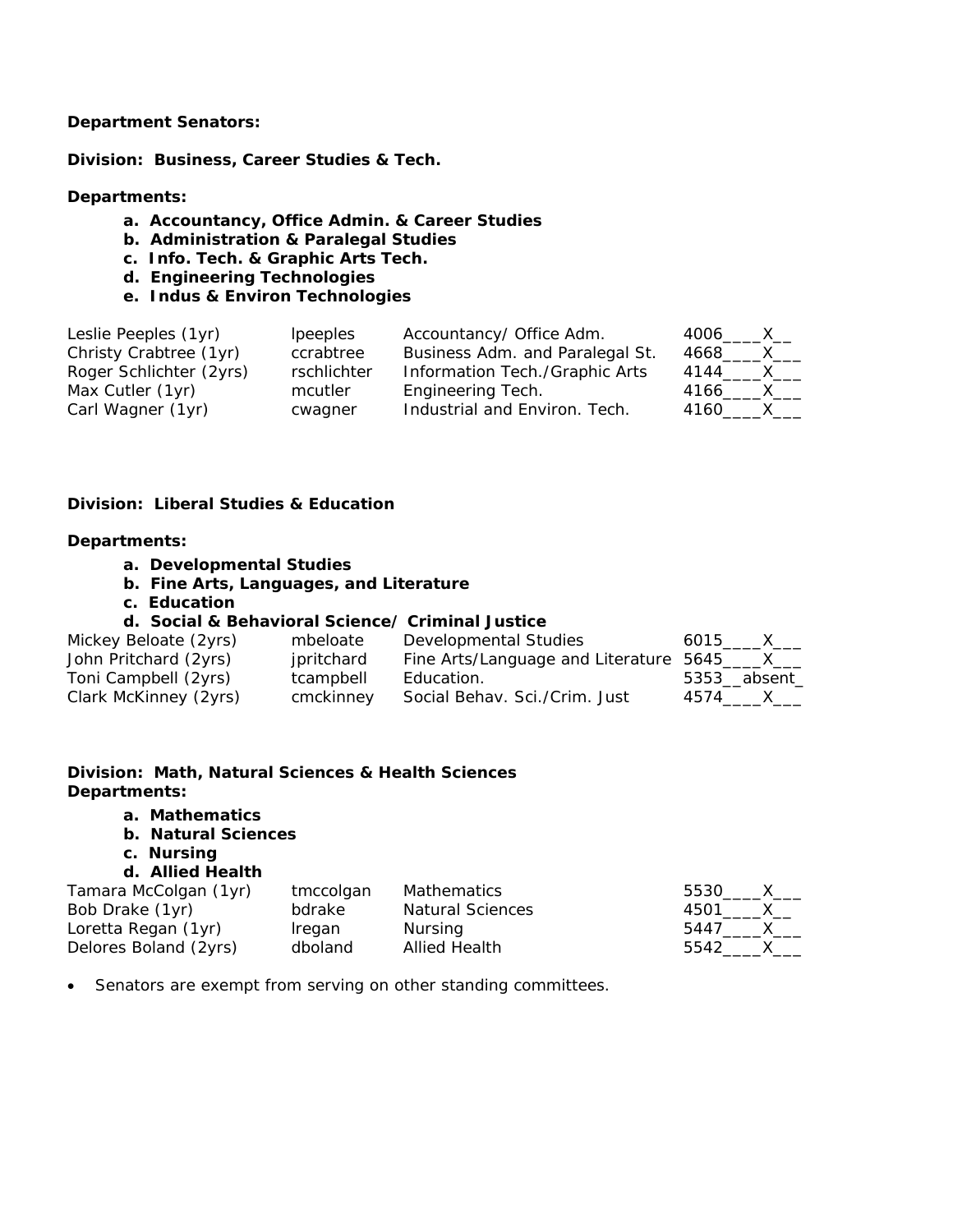**Department Senators:**

**Division: Business, Career Studies & Tech.**

**Departments:**

a. **Accountancy, Office Admin. & Career Studies**
b. **Administration & Paralegal Studies**
c. **Info. Tech. & Graphic Arts Tech.**
d. **Engineering Technologies**
e. **Indus & Environ Technologies**

| | | | |
|---|---|---|---|
| Leslie Peeples (1yr) | lpeeples | Accountancy/ Office Adm. | 4006____X__ |
| Christy Crabtree (1yr) | ccrabtree | Business Adm. and Paralegal St. | 4668____X___ |
| Roger Schlichter (2yrs) | rschlichter | Information Tech./Graphic Arts | 4144____X___ |
| Max Cutler (1yr) | mcutler | Engineering Tech. | 4166____X___ |
| Carl Wagner (1yr) | cwagner | Industrial and Environ. Tech. | 4160____X___ |

**Division: Liberal Studies & Education**

**Departments:**

a. **Developmental Studies**
b. **Fine Arts, Languages, and Literature**
c. **Education**
d. **Social & Behavioral Science/ Criminal Justice**

| | | | |
|---|---|---|---|
| Mickey Beloate (2yrs) | mbeloate | Developmental Studies | 6015____X___ |
| John Pritchard (2yrs) | jpritchard | Fine Arts/Language and Literature | 5645____X___ |
| Toni Campbell (2yrs) | tcampbell | Education. | 5353__absent_ |
| Clark McKinney (2yrs) | cmckinney | Social Behav. Sci./Crim. Just | 4574____X___ |

**Division: Math, Natural Sciences & Health Sciences**
**Departments:**

a. **Mathematics**
b. **Natural Sciences**
c. **Nursing**
d. **Allied Health**

| | | | |
|---|---|---|---|
| Tamara McColgan (1yr) | tmccolgan | Mathematics | 5530____X___ |
| Bob Drake (1yr) | bdrake | Natural Sciences | 4501____X__ |
| Loretta Regan (1yr) | lregan | Nursing | 5447____X___ |
| Delores Boland (2yrs) | dboland | Allied Health | 5542____X___ |

- Senators are exempt from serving on other standing committees.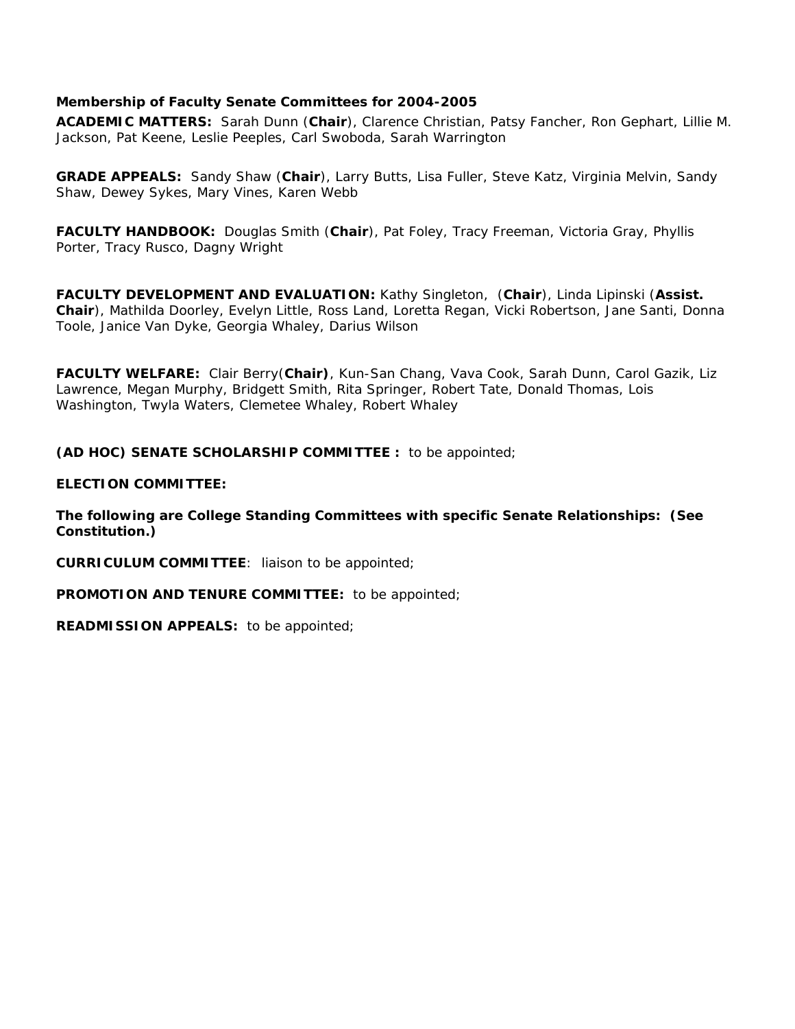**Membership of Faculty Senate Committees for 2004-2005**

**ACADEMIC MATTERS:** Sarah Dunn (**Chair**), Clarence Christian, Patsy Fancher, Ron Gephart, Lillie M. Jackson, Pat Keene, Leslie Peeples, Carl Swoboda, Sarah Warrington

**GRADE APPEALS:** Sandy Shaw (**Chair**), Larry Butts, Lisa Fuller, Steve Katz, Virginia Melvin, Sandy Shaw, Dewey Sykes, Mary Vines, Karen Webb

**FACULTY HANDBOOK:** Douglas Smith (**Chair**), Pat Foley, Tracy Freeman, Victoria Gray, Phyllis Porter, Tracy Rusco, Dagny Wright

**FACULTY DEVELOPMENT AND EVALUATION:** Kathy Singleton, (**Chair**), Linda Lipinski (**Assist. Chair**), Mathilda Doorley, Evelyn Little, Ross Land, Loretta Regan, Vicki Robertson, Jane Santi, Donna Toole, Janice Van Dyke, Georgia Whaley, Darius Wilson

**FACULTY WELFARE:** Clair Berry(**Chair)**, Kun-San Chang, Vava Cook, Sarah Dunn, Carol Gazik, Liz Lawrence, Megan Murphy, Bridgett Smith, Rita Springer, Robert Tate, Donald Thomas, Lois Washington, Twyla Waters, Clemetee Whaley, Robert Whaley

**(AD HOC) SENATE SCHOLARSHIP COMMITTEE :** to be appointed;

**ELECTION COMMITTEE:**

**The following are College Standing Committees with specific Senate Relationships: (See Constitution.)**

**CURRICULUM COMMITTEE**: liaison to be appointed;

**PROMOTION AND TENURE COMMITTEE:** to be appointed;

**READMISSION APPEALS:** to be appointed;